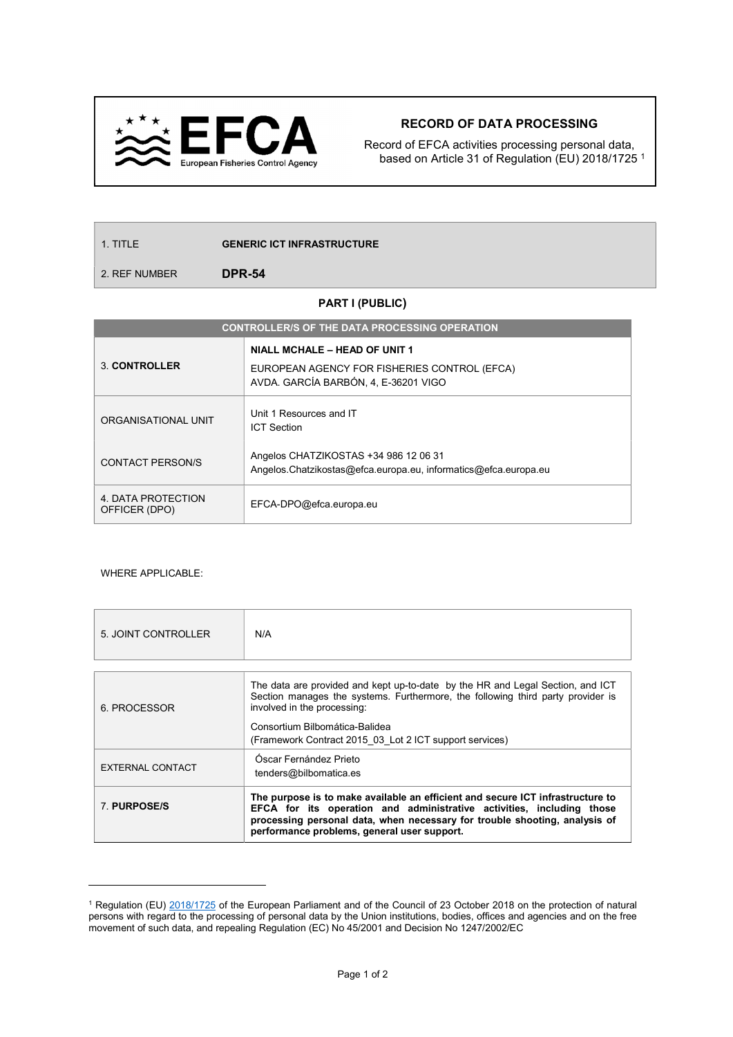EFCA
European Fisheries Control Agency

## RECORD OF DATA PROCESSING

Record of EFCA activities processing personal data, based on Article 31 of Regulation (EU) 2018/1725 [1]

| | |
|---|---|
| 1. TITLE | **GENERIC ICT INFRASTRUCTURE** |
| 2. REF NUMBER | **DPR-54** |

### PART I (PUBLIC)

| CONTROLLER/S OF THE DATA PROCESSING OPERATION | |
|---|---|
| 3. **CONTROLLER** | **NIALL MCHALE – HEAD OF UNIT 1**<br>EUROPEAN AGENCY FOR FISHERIES CONTROL (EFCA)<br>AVDA. GARCÍA BARBÓN, 4, E-36201 VIGO |
| ORGANISATIONAL UNIT | Unit 1 Resources and IT<br>ICT Section |
| CONTACT PERSON/S | Angelos CHATZIKOSTAS +34 986 12 06 31<br>Angelos.Chatzikostas@efca.europa.eu, informatics@efca.europa.eu |
| 4. DATA PROTECTION OFFICER (DPO) | EFCA-DPO@efca.europa.eu |

WHERE APPLICABLE:

| | |
|---|---|
| 5. JOINT CONTROLLER | N/A |

| | |
|---|---|
| 6. PROCESSOR | The data are provided and kept up-to-date by the HR and Legal Section, and ICT Section manages the systems. Furthermore, the following third party provider is involved in the processing:<br>Consortium Bilbomática-Balidea<br>(Framework Contract 2015_03_Lot 2 ICT support services) |
| EXTERNAL CONTACT | Óscar Fernández Prieto<br>tenders@bilbomatica.es |
| 7. **PURPOSE/S** | **The purpose is to make available an efficient and secure ICT infrastructure to EFCA for its operation and administrative activities, including those processing personal data, when necessary for trouble shooting, analysis of performance problems, general user support.** |

[1] Regulation (EU) 2018/1725 of the European Parliament and of the Council of 23 October 2018 on the protection of natural persons with regard to the processing of personal data by the Union institutions, bodies, offices and agencies and on the free movement of such data, and repealing Regulation (EC) No 45/2001 and Decision No 1247/2002/EC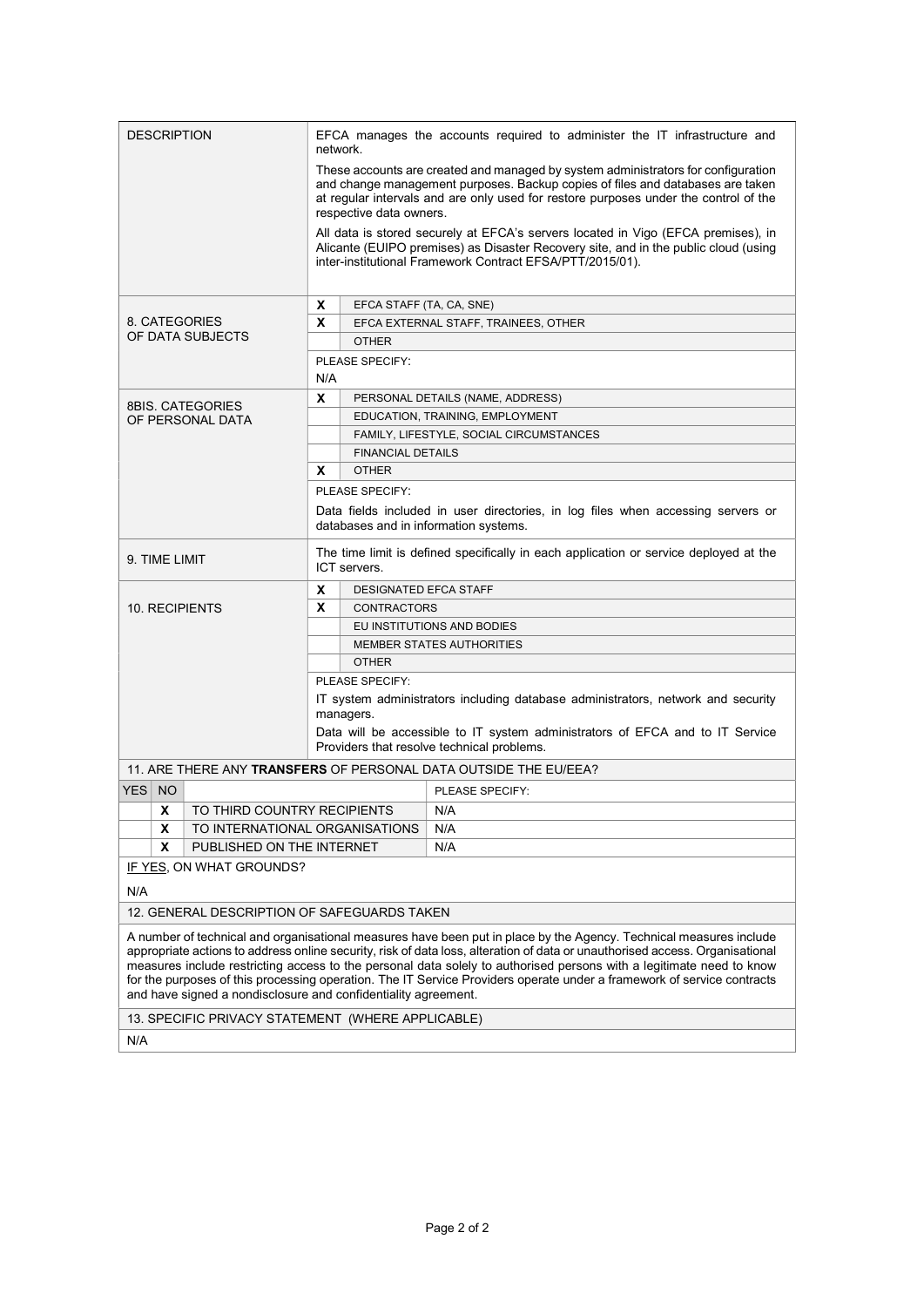| | | |
|---|---|---|
| DESCRIPTION | | EFCA manages the accounts required to administer the IT infrastructure and network.<br><br>These accounts are created and managed by system administrators for configuration and change management purposes. Backup copies of files and databases are taken at regular intervals and are only used for restore purposes under the control of the respective data owners.<br><br>All data is stored securely at EFCA's servers located in Vigo (EFCA premises), in Alicante (EUIPO premises) as Disaster Recovery site, and in the public cloud (using inter-institutional Framework Contract EFSA/PTT/2015/01). |
| 8. CATEGORIES OF DATA SUBJECTS | X | EFCA STAFF (TA, CA, SNE) |
| | X | EFCA EXTERNAL STAFF, TRAINEES, OTHER |
| | | OTHER |
| | | PLEASE SPECIFY:<br>N/A |
| 8BIS. CATEGORIES OF PERSONAL DATA | X | PERSONAL DETAILS (NAME, ADDRESS) |
| | | EDUCATION, TRAINING, EMPLOYMENT |
| | | FAMILY, LIFESTYLE, SOCIAL CIRCUMSTANCES |
| | | FINANCIAL DETAILS |
| | X | OTHER |
| | | PLEASE SPECIFY:<br>Data fields included in user directories, in log files when accessing servers or databases and in information systems. |
| 9. TIME LIMIT | | The time limit is defined specifically in each application or service deployed at the ICT servers. |
| 10. RECIPIENTS | X | DESIGNATED EFCA STAFF |
| | X | CONTRACTORS |
| | | EU INSTITUTIONS AND BODIES |
| | | MEMBER STATES AUTHORITIES |
| | | OTHER |
| | | PLEASE SPECIFY:<br>IT system administrators including database administrators, network and security managers.<br>Data will be accessible to IT system administrators of EFCA and to IT Service Providers that resolve technical problems. |

11. ARE THERE ANY **TRANSFERS** OF PERSONAL DATA OUTSIDE THE EU/EEA?

| YES | NO | | PLEASE SPECIFY: |
|---|---|---|---|
| | X | TO THIRD COUNTRY RECIPIENTS | N/A |
| | X | TO INTERNATIONAL ORGANISATIONS | N/A |
| | X | PUBLISHED ON THE INTERNET | N/A |

IF YES, ON WHAT GROUNDS?

N/A

12. GENERAL DESCRIPTION OF SAFEGUARDS TAKEN

A number of technical and organisational measures have been put in place by the Agency. Technical measures include appropriate actions to address online security, risk of data loss, alteration of data or unauthorised access. Organisational measures include restricting access to the personal data solely to authorised persons with a legitimate need to know for the purposes of this processing operation. The IT Service Providers operate under a framework of service contracts and have signed a nondisclosure and confidentiality agreement.

13. SPECIFIC PRIVACY STATEMENT (WHERE APPLICABLE)

N/A